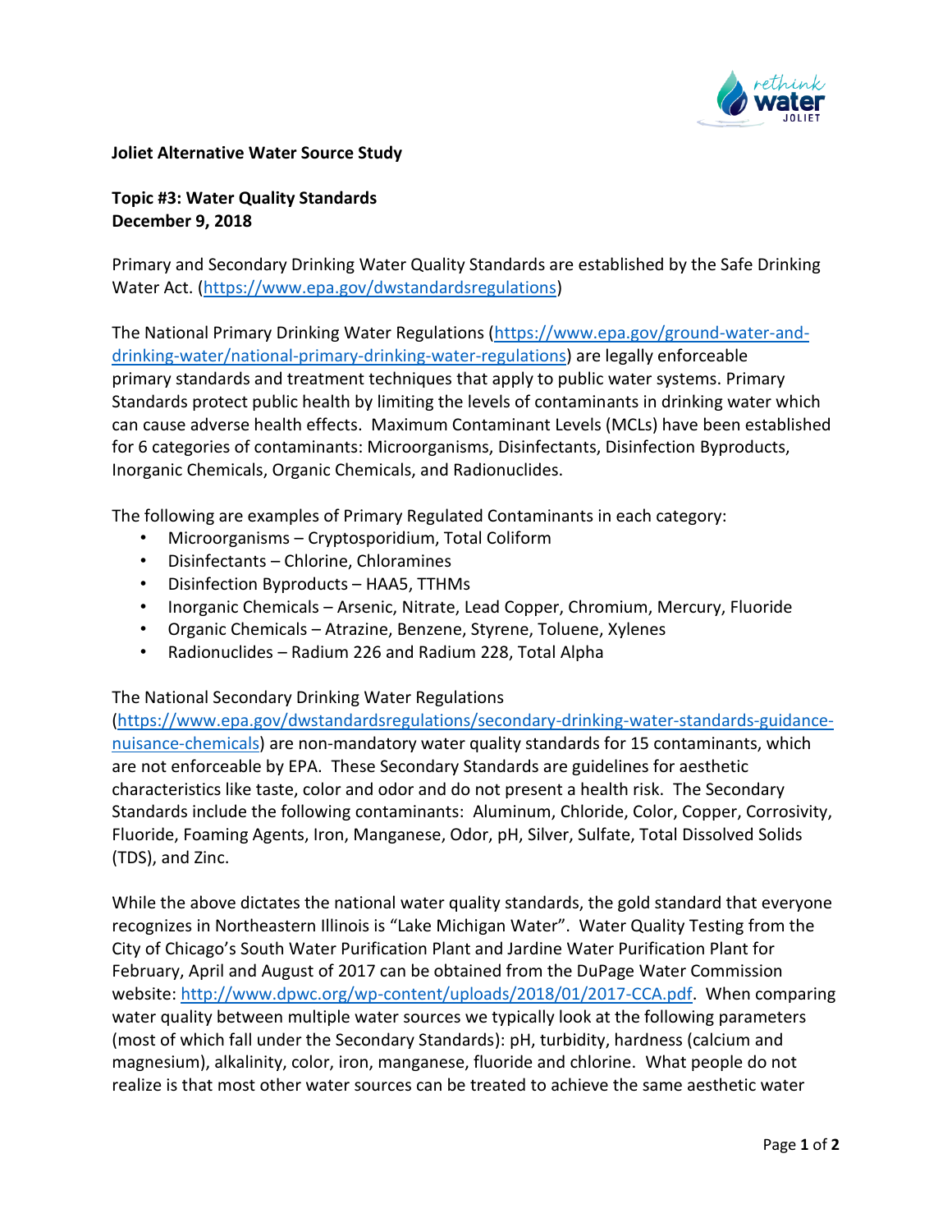**Joliet Alternative Water Source Study**

**Topic #3: Water Quality Standards**
**December 9, 2018**

Primary and Secondary Drinking Water Quality Standards are established by the Safe Drinking Water Act. (https://www.epa.gov/dwstandardsregulations)

The National Primary Drinking Water Regulations (https://www.epa.gov/ground-water-and-drinking-water/national-primary-drinking-water-regulations) are legally enforceable primary standards and treatment techniques that apply to public water systems. Primary Standards protect public health by limiting the levels of contaminants in drinking water which can cause adverse health effects. Maximum Contaminant Levels (MCLs) have been established for 6 categories of contaminants: Microorganisms, Disinfectants, Disinfection Byproducts, Inorganic Chemicals, Organic Chemicals, and Radionuclides.

The following are examples of Primary Regulated Contaminants in each category:

- Microorganisms – Cryptosporidium, Total Coliform
- Disinfectants – Chlorine, Chloramines
- Disinfection Byproducts – HAA5, TTHMs
- Inorganic Chemicals – Arsenic, Nitrate, Lead Copper, Chromium, Mercury, Fluoride
- Organic Chemicals – Atrazine, Benzene, Styrene, Toluene, Xylenes
- Radionuclides – Radium 226 and Radium 228, Total Alpha

The National Secondary Drinking Water Regulations (https://www.epa.gov/dwstandardsregulations/secondary-drinking-water-standards-guidance-nuisance-chemicals) are non-mandatory water quality standards for 15 contaminants, which are not enforceable by EPA. These Secondary Standards are guidelines for aesthetic characteristics like taste, color and odor and do not present a health risk. The Secondary Standards include the following contaminants: Aluminum, Chloride, Color, Copper, Corrosivity, Fluoride, Foaming Agents, Iron, Manganese, Odor, pH, Silver, Sulfate, Total Dissolved Solids (TDS), and Zinc.

While the above dictates the national water quality standards, the gold standard that everyone recognizes in Northeastern Illinois is "Lake Michigan Water". Water Quality Testing from the City of Chicago's South Water Purification Plant and Jardine Water Purification Plant for February, April and August of 2017 can be obtained from the DuPage Water Commission website: http://www.dpwc.org/wp-content/uploads/2018/01/2017-CCA.pdf. When comparing water quality between multiple water sources we typically look at the following parameters (most of which fall under the Secondary Standards): pH, turbidity, hardness (calcium and magnesium), alkalinity, color, iron, manganese, fluoride and chlorine. What people do not realize is that most other water sources can be treated to achieve the same aesthetic water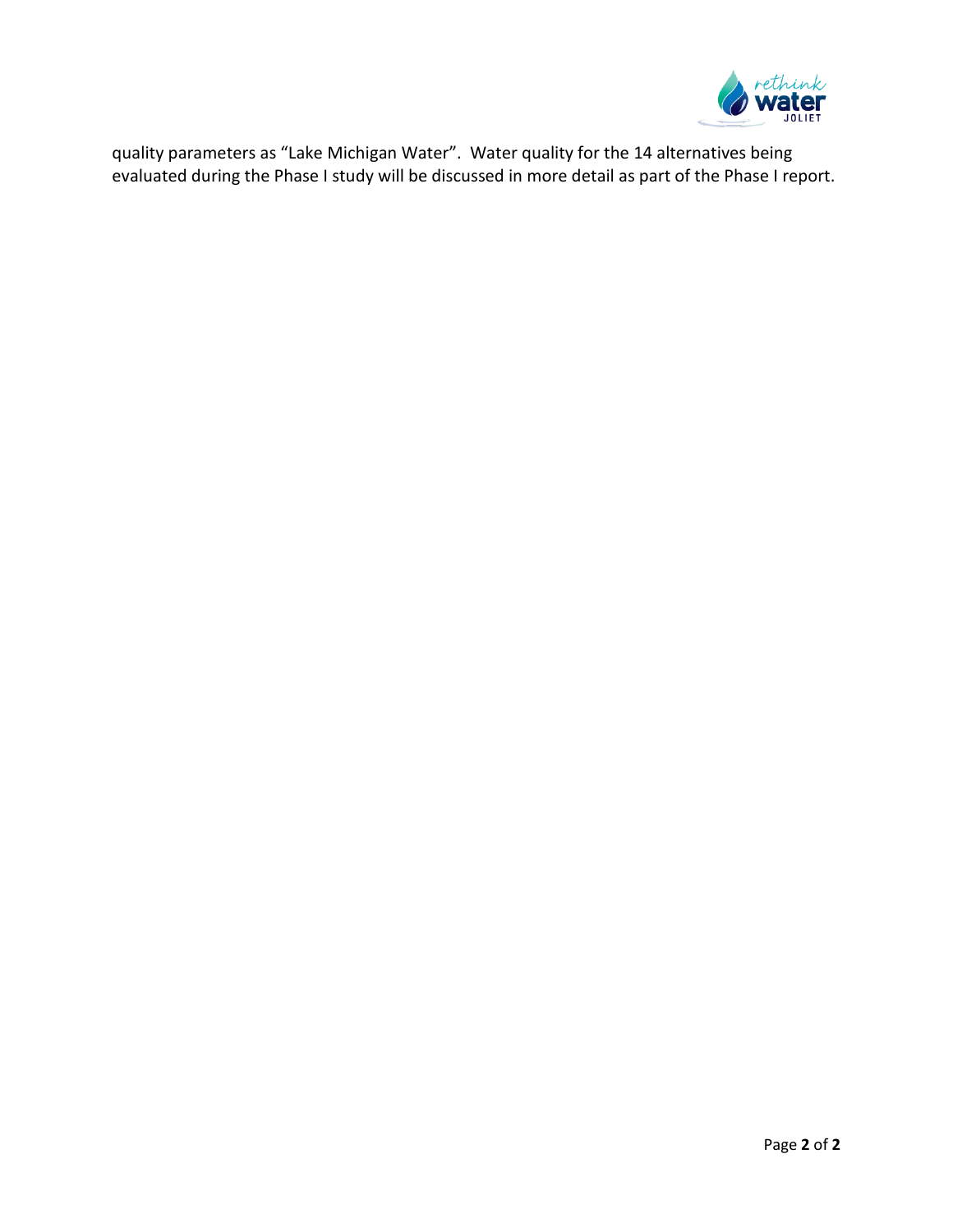quality parameters as “Lake Michigan Water”. Water quality for the 14 alternatives being evaluated during the Phase I study will be discussed in more detail as part of the Phase I report.